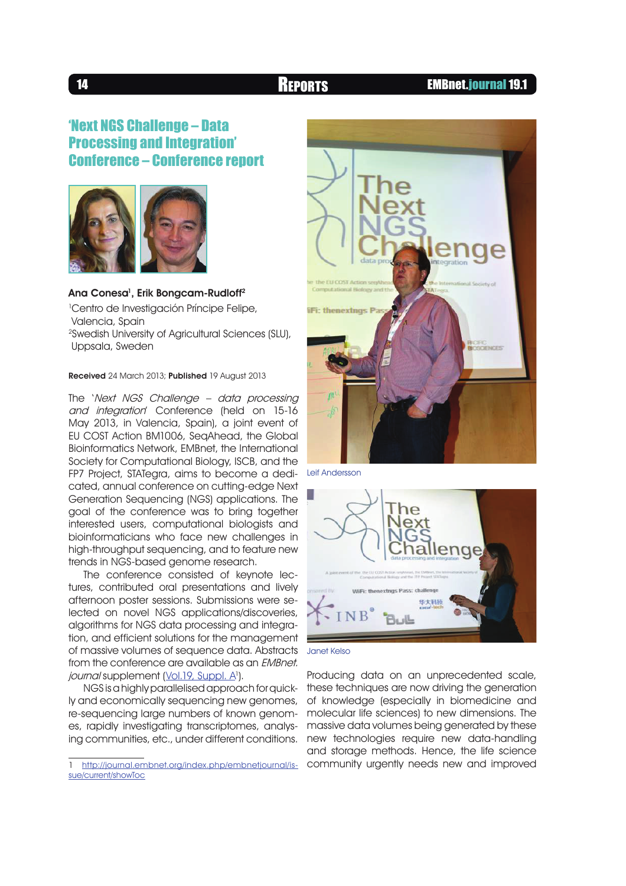# 'Next NGS Challenge – Data Processing and Integration' Conference – Conference report

**Ana Conesa**[1], **Erik Bongcam-Rudloff**[2]

[1]Centro de Investigación Príncipe Felipe, Valencia, Spain

[2]Swedish University of Agricultural Sciences (SLU), Uppsala, Sweden

**Received** 24 March 2013; **Published** 19 August 2013

The '*Next NGS Challenge – data processing and integration*' Conference (held on 15-16 May 2013, in Valencia, Spain), a joint event of EU COST Action BM1006, SeqAhead, the Global Bioinformatics Network, EMBnet, the International Society for Computational Biology, ISCB, and the FP7 Project, STATegra, aims to become a dedicated, annual conference on cutting-edge Next Generation Sequencing (NGS) applications. The goal of the conference was to bring together interested users, computational biologists and bioinformaticians who face new challenges in high-throughput sequencing, and to feature new trends in NGS-based genome research.

The conference consisted of keynote lectures, contributed oral presentations and lively afternoon poster sessions. Submissions were selected on novel NGS applications/discoveries, algorithms for NGS data processing and integration, and efficient solutions for the management of massive volumes of sequence data. Abstracts from the conference are available as an *EMBnet.journal* supplement (Vol.19, Suppl. A[1]).

NGS is a highly parallelised approach for quickly and economically sequencing new genomes, re-sequencing large numbers of known genomes, rapidly investigating transcriptomes, analysing communities, etc., under different conditions.

Leif Andersson

Janet Kelso

Producing data on an unprecedented scale, these techniques are now driving the generation of knowledge (especially in biomedicine and molecular life sciences) to new dimensions. The massive data volumes being generated by these new technologies require new data-handling and storage methods. Hence, the life science community urgently needs new and improved

1 http://journal.embnet.org/index.php/embnetjournal/issue/current/showToc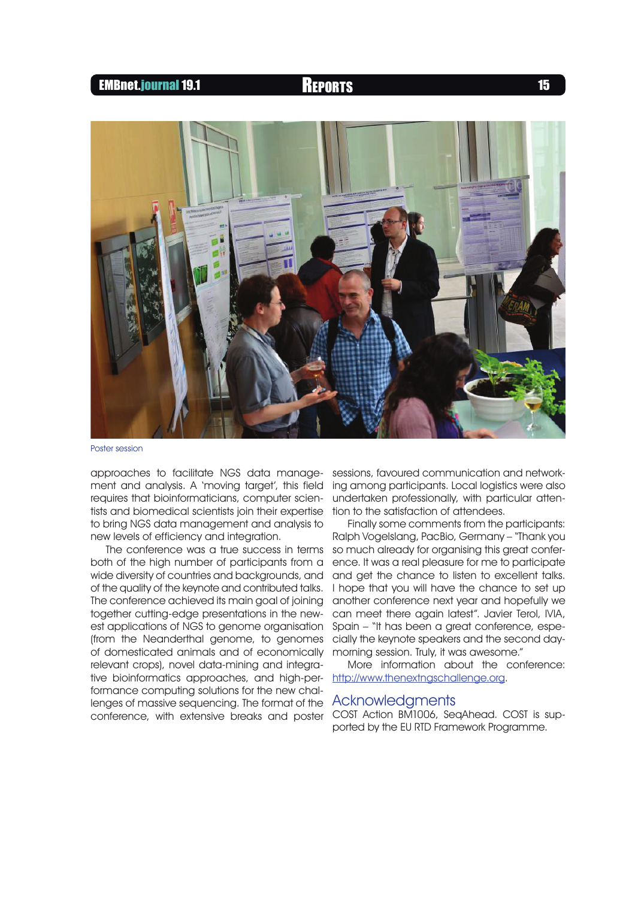Poster session

approaches to facilitate NGS data management and analysis. A 'moving target', this field requires that bioinformaticians, computer scientists and biomedical scientists join their expertise to bring NGS data management and analysis to new levels of efficiency and integration.

The conference was a true success in terms both of the high number of participants from a wide diversity of countries and backgrounds, and of the quality of the keynote and contributed talks. The conference achieved its main goal of joining together cutting-edge presentations in the newest applications of NGS to genome organisation (from the Neanderthal genome, to genomes of domesticated animals and of economically relevant crops), novel data-mining and integrative bioinformatics approaches, and high-performance computing solutions for the new challenges of massive sequencing. The format of the conference, with extensive breaks and poster sessions, favoured communication and networking among participants. Local logistics were also undertaken professionally, with particular attention to the satisfaction of attendees.

Finally some comments from the participants: Ralph Vogelslang, PacBio, Germany – "Thank you so much already for organising this great conference. It was a real pleasure for me to participate and get the chance to listen to excellent talks. I hope that you will have the chance to set up another conference next year and hopefully we can meet there again latest". Javier Terol, IVIA, Spain – "It has been a great conference, especially the keynote speakers and the second day-morning session. Truly, it was awesome."

More information about the conference: http://www.thenextngschallenge.org.

## Acknowledgments

COST Action BM1006, SeqAhead. COST is supported by the EU RTD Framework Programme.